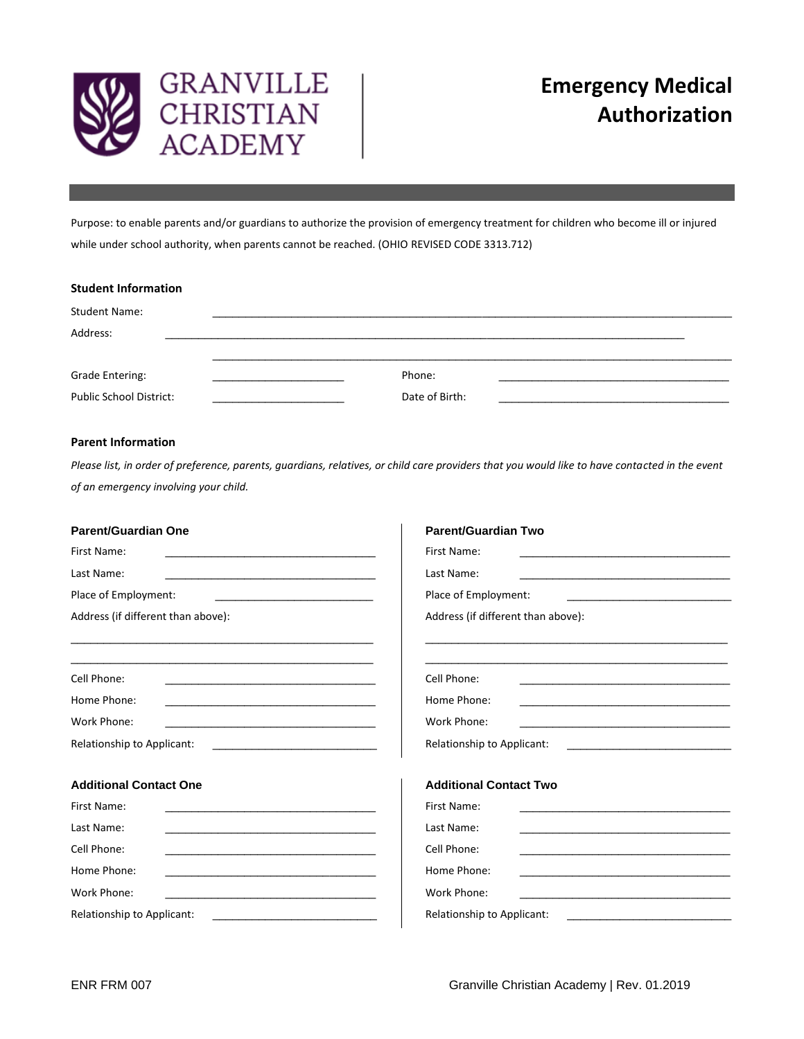# GRANVILLE CHRISTIAN ACADEMY

# Emergency Medical Authorization

Purpose: to enable parents and/or guardians to authorize the provision of emergency treatment for children who become ill or injured while under school authority, when parents cannot be reached. (OHIO REVISED CODE 3313.712)

## Student Information

Student Name: ____________________________________________

Address: ____________________________________________

____________________________________________

Grade Entering: ______________ Phone: ______________________

Public School District: ______________ Date of Birth: ______________________

## Parent Information

*Please list, in order of preference, parents, guardians, relatives, or child care providers that you would like to have contacted in the event of an emergency involving your child.*

### Parent/Guardian One

First Name: ______________________

Last Name: ______________________

Place of Employment: ______________________

Address (if different than above):

______________________________

______________________________

Cell Phone: ______________________

Home Phone: ______________________

Work Phone: ______________________

Relationship to Applicant: ______________________

### Parent/Guardian Two

First Name: ______________________

Last Name: ______________________

Place of Employment: ______________________

Address (if different than above):

______________________________

______________________________

Cell Phone: ______________________

Home Phone: ______________________

Work Phone: ______________________

Relationship to Applicant: ______________________

### Additional Contact One

First Name: ______________________

Last Name: ______________________

Cell Phone: ______________________

Home Phone: ______________________

Work Phone: ______________________

Relationship to Applicant: ______________________

### Additional Contact Two

First Name: ______________________

Last Name: ______________________

Cell Phone: ______________________

Home Phone: ______________________

Work Phone: ______________________

Relationship to Applicant: ______________________

ENR FRM 007 Granville Christian Academy | Rev. 01.2019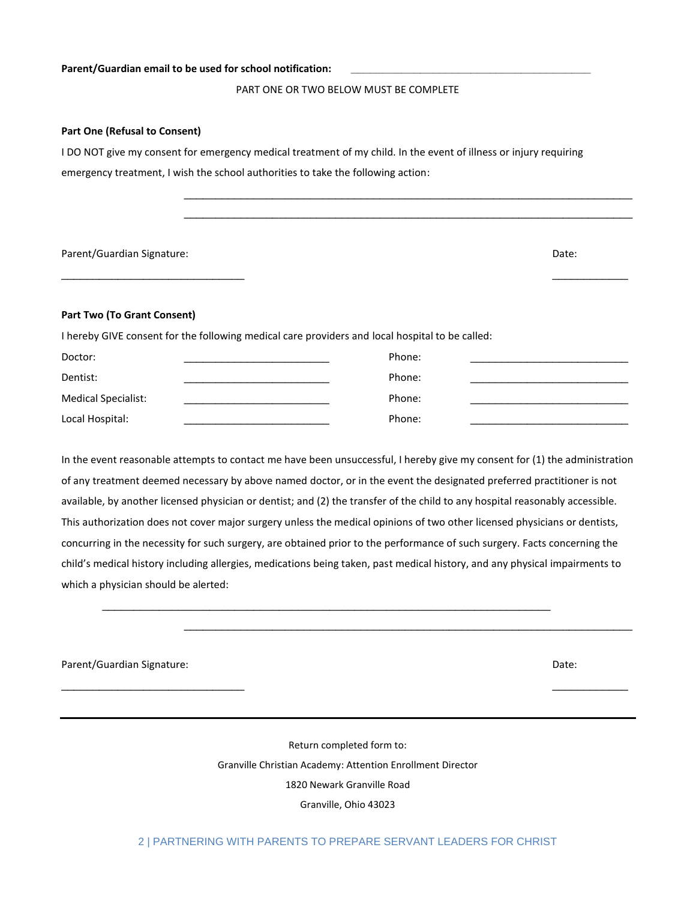**Parent/Guardian email to be used for school notification:** ____________________________________________

PART ONE OR TWO BELOW MUST BE COMPLETE

**Part One (Refusal to Consent)**

I DO NOT give my consent for emergency medical treatment of my child. In the event of illness or injury requiring emergency treatment, I wish the school authorities to take the following action:

_______________________________________________________________________________

_______________________________________________________________________________

Parent/Guardian Signature: _________________________________ Date: _____________

**Part Two (To Grant Consent)**

I hereby GIVE consent for the following medical care providers and local hospital to be called:

| | | | |
|---|---|---|---|
| Doctor: | __________________________ | Phone: | ____________________________ |
| Dentist: | __________________________ | Phone: | ____________________________ |
| Medical Specialist: | __________________________ | Phone: | ____________________________ |
| Local Hospital: | __________________________ | Phone: | ____________________________ |

In the event reasonable attempts to contact me have been unsuccessful, I hereby give my consent for (1) the administration of any treatment deemed necessary by above named doctor, or in the event the designated preferred practitioner is not available, by another licensed physician or dentist; and (2) the transfer of the child to any hospital reasonably accessible. This authorization does not cover major surgery unless the medical opinions of two other licensed physicians or dentists, concurring in the necessity for such surgery, are obtained prior to the performance of such surgery. Facts concerning the child's medical history including allergies, medications being taken, past medical history, and any physical impairments to which a physician should be alerted:

_______________________________________________________________________________

_______________________________________________________________________________

Parent/Guardian Signature: _________________________________ Date: _____________

---

Return completed form to:

Granville Christian Academy: Attention Enrollment Director

1820 Newark Granville Road

Granville, Ohio 43023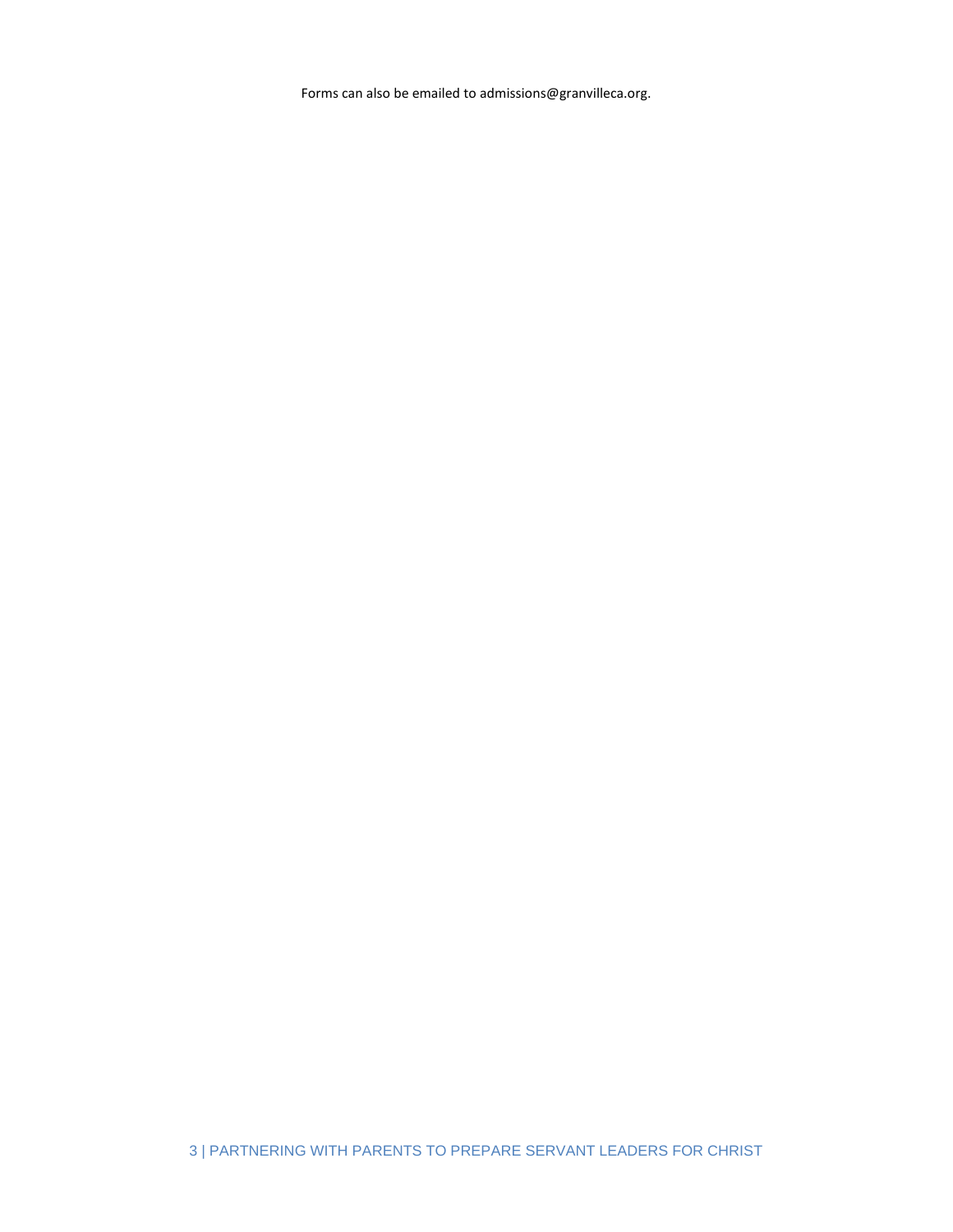Forms can also be emailed to admissions@granvilleca.org.